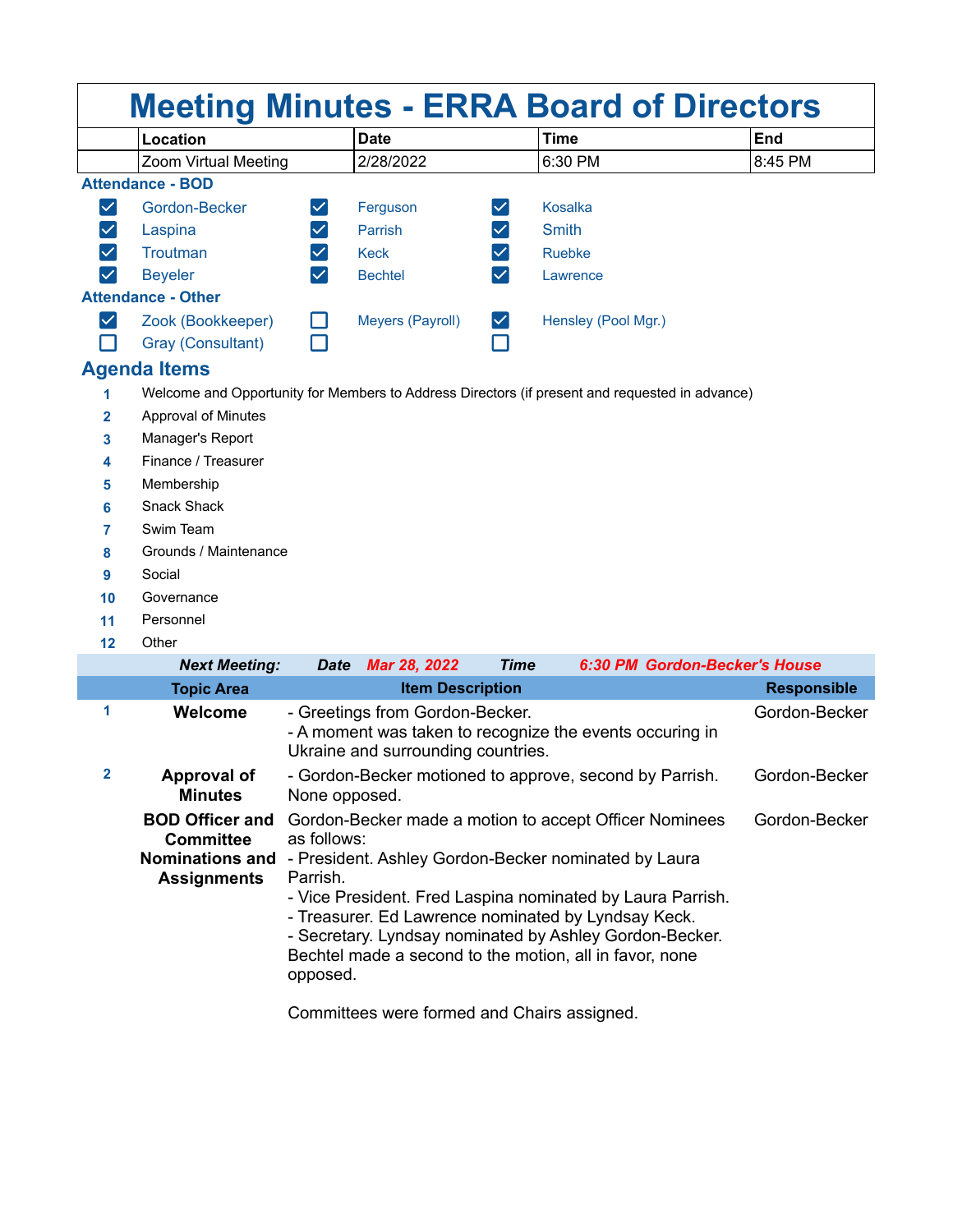# Meeting Minutes - ERRA Board of Directors

| | Location | Date | Time | End |
|---|---|---|---|---|
| | Zoom Virtual Meeting | 2/28/2022 | 6:30 PM | 8:45 PM |

## Attendance - BOD

- [x] Gordon-Becker
- [x] Ferguson
- [x] Kosalka
- [x] Laspina
- [x] Parrish
- [x] Smith
- [x] Troutman
- [x] Keck
- [x] Ruebke
- [x] Beyeler
- [x] Bechtel
- [x] Lawrence

## Attendance - Other

- [x] Zook (Bookkeeper)
- [ ] Meyers (Payroll)
- [x] Hensley (Pool Mgr.)
- [ ] Gray (Consultant)
- [ ] 
- [ ] 

## Agenda Items

1. Welcome and Opportunity for Members to Address Directors (if present and requested in advance)
2. Approval of Minutes
3. Manager's Report
4. Finance / Treasurer
5. Membership
6. Snack Shack
7. Swim Team
8. Grounds / Maintenance
9. Social
10. Governance
11. Personnel
12. Other

***Next Meeting:*** **Date** ***Mar 28, 2022*** **Time** ***6:30 PM Gordon-Becker's House***

| | Topic Area | Item Description | Responsible |
|---|---|---|---|
| 1 | **Welcome** | - Greetings from Gordon-Becker.<br>- A moment was taken to recognize the events occuring in Ukraine and surrounding countries. | Gordon-Becker |
| 2 | **Approval of Minutes** | - Gordon-Becker motioned to approve, second by Parrish. None opposed. | Gordon-Becker |
| | **BOD Officer and Committee Nominations and Assignments** | Gordon-Becker made a motion to accept Officer Nominees as follows:<br>- President. Ashley Gordon-Becker nominated by Laura Parrish.<br>- Vice President. Fred Laspina nominated by Laura Parrish.<br>- Treasurer. Ed Lawrence nominated by Lyndsay Keck.<br>- Secretary. Lyndsay nominated by Ashley Gordon-Becker.<br>Bechtel made a second to the motion, all in favor, none opposed.<br><br>Committees were formed and Chairs assigned. | Gordon-Becker |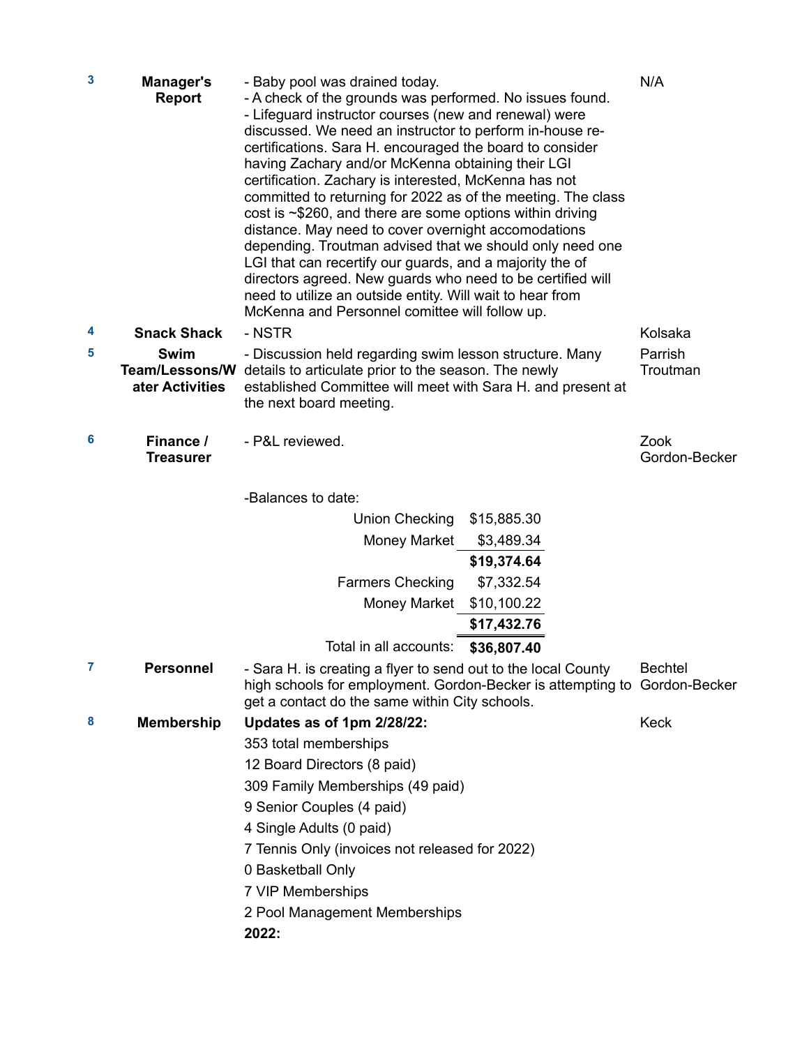| | | | |
|---|---|---|---|
| 3 | **Manager's Report** | - Baby pool was drained today.<br>- A check of the grounds was performed. No issues found.<br>- Lifeguard instructor courses (new and renewal) were discussed. We need an instructor to perform in-house re-certifications. Sara H. encouraged the board to consider having Zachary and/or McKenna obtaining their LGI certification. Zachary is interested, McKenna has not committed to returning for 2022 as of the meeting. The class cost is ~$260, and there are some options within driving distance. May need to cover overnight accomodations depending. Troutman advised that we should only need one LGI that can recertify our guards, and a majority the of directors agreed. New guards who need to be certified will need to utilize an outside entity. Will wait to hear from McKenna and Personnel comittee will follow up. | N/A |
| 4 | **Snack Shack** | - NSTR | Kolsaka |
| 5 | **Swim Team/Lessons/Water Activities** | - Discussion held regarding swim lesson structure. Many details to articulate prior to the season. The newly established Committee will meet with Sara H. and present at the next board meeting. | Parrish<br>Troutman |
| 6 | **Finance / Treasurer** | - P&L reviewed.<br><br>-Balances to date:<br>Union Checking $15,885.30<br>Money Market $3,489.34<br>**$19,374.64**<br>Farmers Checking $7,332.54<br>Money Market $10,100.22<br>**$17,432.76**<br>Total in all accounts: **$36,807.40** | Zook<br>Gordon-Becker |
| 7 | **Personnel** | - Sara H. is creating a flyer to send out to the local County high schools for employment. Gordon-Becker is attempting to get a contact do the same within City schools. | Bechtel<br>Gordon-Becker |
| 8 | **Membership** | **Updates as of 1pm 2/28/22:**<br>353 total memberships<br>12 Board Directors (8 paid)<br>309 Family Memberships (49 paid)<br>9 Senior Couples (4 paid)<br>4 Single Adults (0 paid)<br>7 Tennis Only (invoices not released for 2022)<br>0 Basketball Only<br>7 VIP Memberships<br>2 Pool Management Memberships<br>**2022:** | Keck |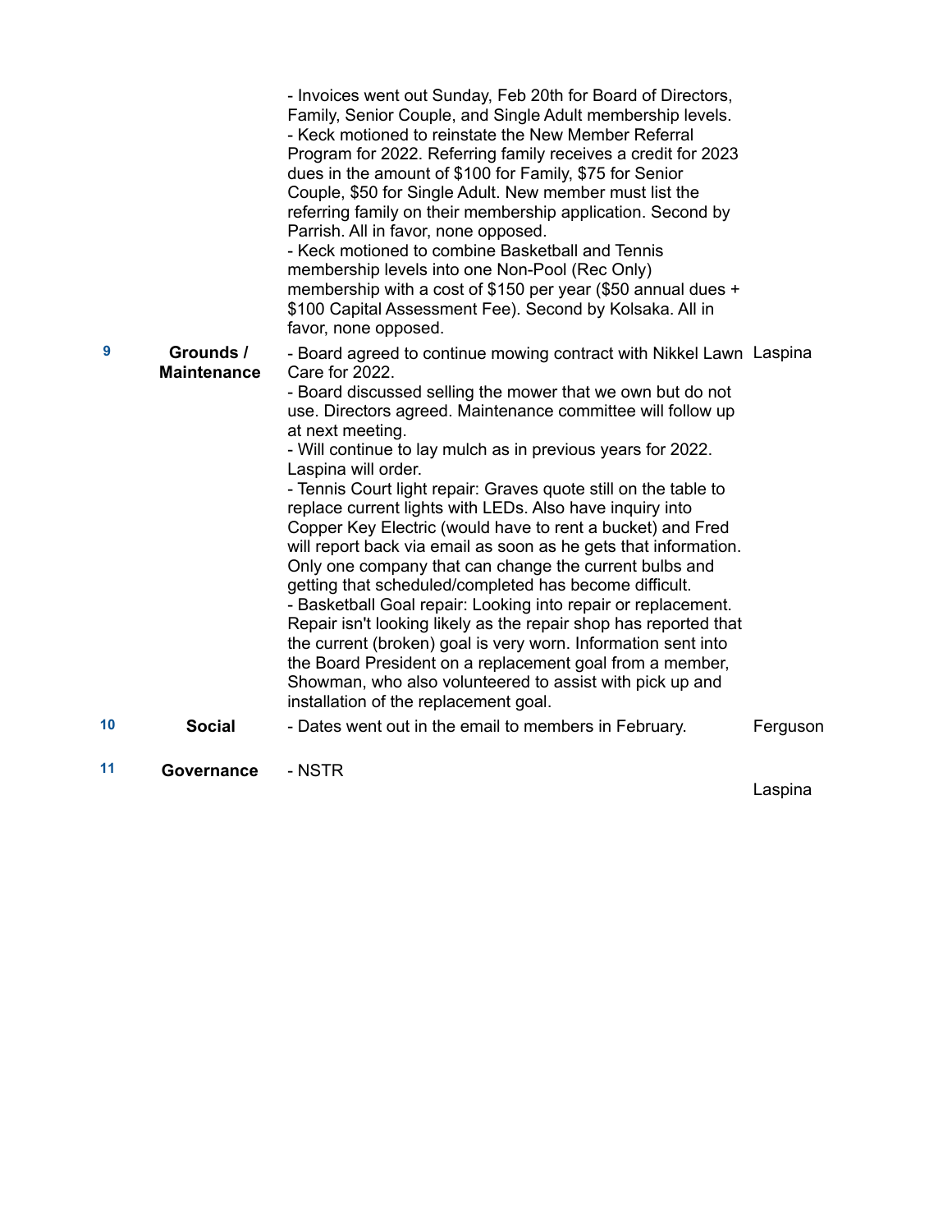| | | | |
|---|---|---|---|
| | | - Invoices went out Sunday, Feb 20th for Board of Directors, Family, Senior Couple, and Single Adult membership levels.<br>- Keck motioned to reinstate the New Member Referral Program for 2022. Referring family receives a credit for 2023 dues in the amount of $100 for Family, $75 for Senior Couple, $50 for Single Adult. New member must list the referring family on their membership application. Second by Parrish. All in favor, none opposed.<br>- Keck motioned to combine Basketball and Tennis membership levels into one Non-Pool (Rec Only) membership with a cost of $150 per year ($50 annual dues + $100 Capital Assessment Fee). Second by Kolsaka. All in favor, none opposed. | |
| 9 | **Grounds / Maintenance** | - Board agreed to continue mowing contract with Nikkel Lawn Care for 2022.<br>- Board discussed selling the mower that we own but do not use. Directors agreed. Maintenance committee will follow up at next meeting.<br>- Will continue to lay mulch as in previous years for 2022. Laspina will order.<br>- Tennis Court light repair: Graves quote still on the table to replace current lights with LEDs. Also have inquiry into Copper Key Electric (would have to rent a bucket) and Fred will report back via email as soon as he gets that information. Only one company that can change the current bulbs and getting that scheduled/completed has become difficult.<br>- Basketball Goal repair: Looking into repair or replacement. Repair isn't looking likely as the repair shop has reported that the current (broken) goal is very worn. Information sent into the Board President on a replacement goal from a member, Showman, who also volunteered to assist with pick up and installation of the replacement goal. | Laspina |
| 10 | **Social** | - Dates went out in the email to members in February. | Ferguson |
| 11 | **Governance** | - NSTR | Laspina |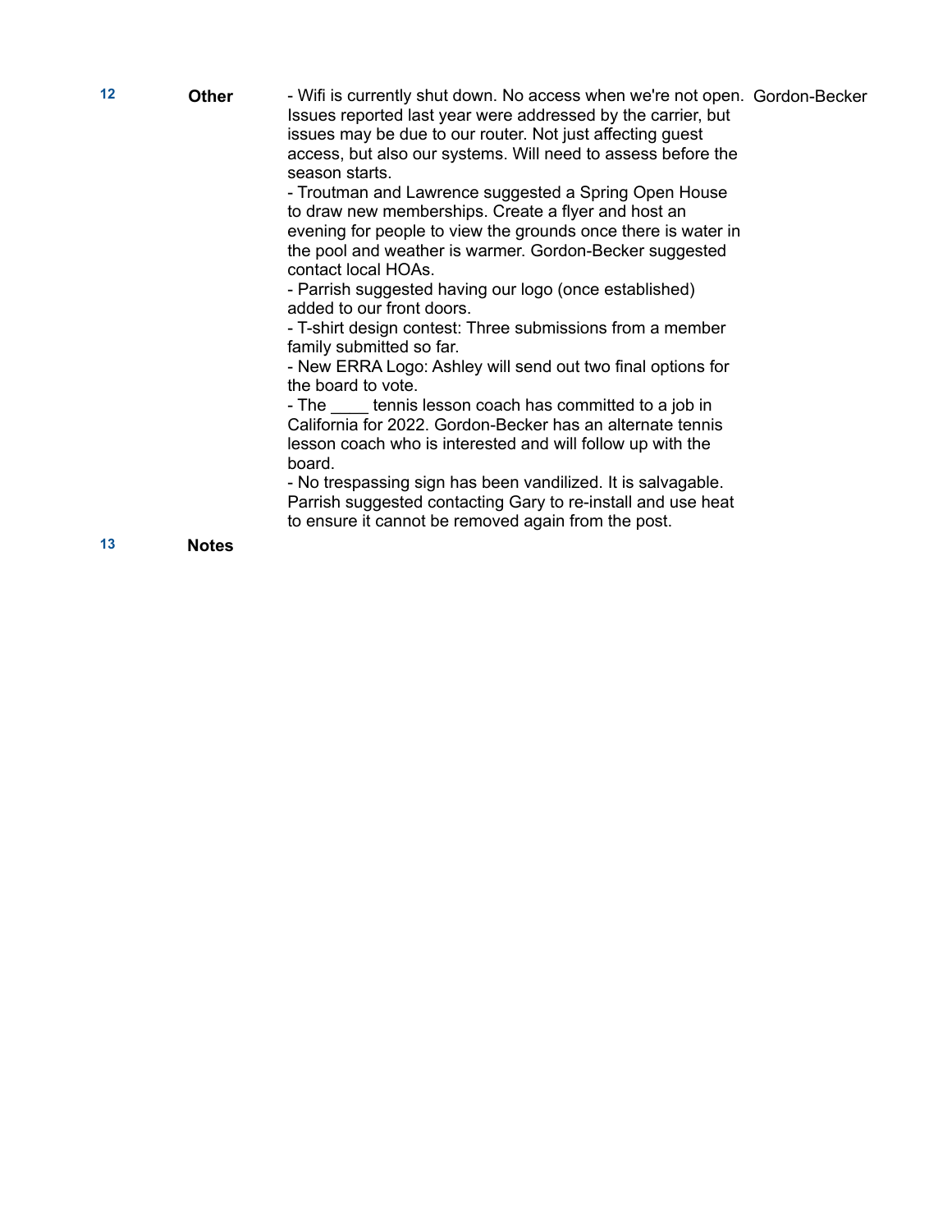| | | | |
|---|---|---|---|
| 12 | **Other** | - Wifi is currently shut down. No access when we're not open. Issues reported last year were addressed by the carrier, but issues may be due to our router. Not just affecting guest access, but also our systems. Will need to assess before the season starts.<br>- Troutman and Lawrence suggested a Spring Open House to draw new memberships. Create a flyer and host an evening for people to view the grounds once there is water in the pool and weather is warmer. Gordon-Becker suggested contact local HOAs.<br>- Parrish suggested having our logo (once established) added to our front doors.<br>- T-shirt design contest: Three submissions from a member family submitted so far.<br>- New ERRA Logo: Ashley will send out two final options for the board to vote.<br>- The ____ tennis lesson coach has committed to a job in California for 2022. Gordon-Becker has an alternate tennis lesson coach who is interested and will follow up with the board.<br>- No trespassing sign has been vandilized. It is salvagable. Parrish suggested contacting Gary to re-install and use heat to ensure it cannot be removed again from the post. | Gordon-Becker |
| 13 | **Notes** | | |